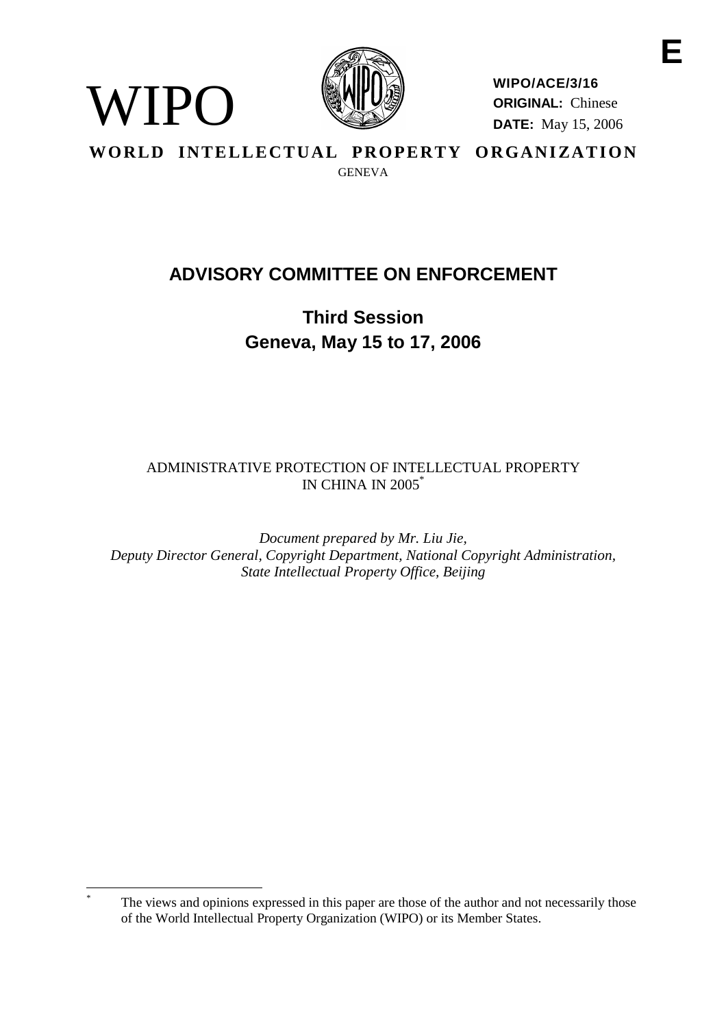E

WIPO

**WIPO/ACE/3/16**
**ORIGINAL:** Chinese
**DATE:** May 15, 2006

**WORLD INTELLECTUAL PROPERTY ORGANIZATION**
GENEVA

# ADVISORY COMMITTEE ON ENFORCEMENT

## Third Session
## Geneva, May 15 to 17, 2006

ADMINISTRATIVE PROTECTION OF INTELLECTUAL PROPERTY IN CHINA IN 2005[*]

*Document prepared by Mr. Liu Jie, Deputy Director General, Copyright Department, National Copyright Administration, State Intellectual Property Office, Beijing*

[*] The views and opinions expressed in this paper are those of the author and not necessarily those of the World Intellectual Property Organization (WIPO) or its Member States.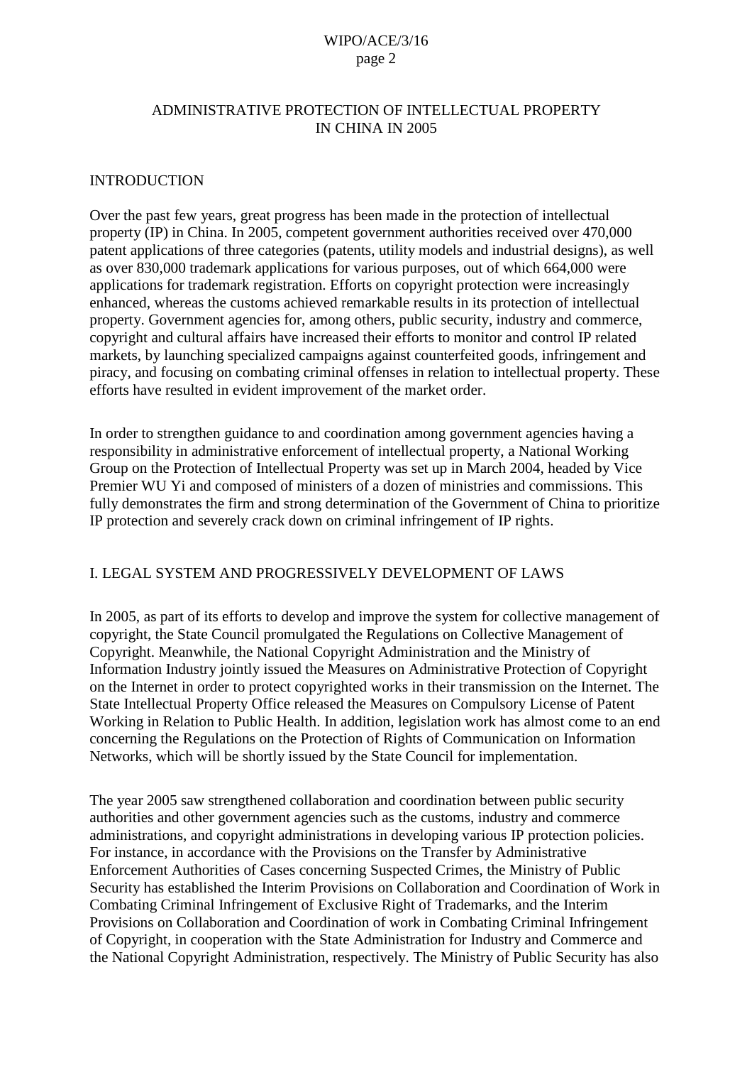# ADMINISTRATIVE PROTECTION OF INTELLECTUAL PROPERTY IN CHINA IN 2005

## INTRODUCTION

Over the past few years, great progress has been made in the protection of intellectual property (IP) in China. In 2005, competent government authorities received over 470,000 patent applications of three categories (patents, utility models and industrial designs), as well as over 830,000 trademark applications for various purposes, out of which 664,000 were applications for trademark registration. Efforts on copyright protection were increasingly enhanced, whereas the customs achieved remarkable results in its protection of intellectual property. Government agencies for, among others, public security, industry and commerce, copyright and cultural affairs have increased their efforts to monitor and control IP related markets, by launching specialized campaigns against counterfeited goods, infringement and piracy, and focusing on combating criminal offenses in relation to intellectual property. These efforts have resulted in evident improvement of the market order.

In order to strengthen guidance to and coordination among government agencies having a responsibility in administrative enforcement of intellectual property, a National Working Group on the Protection of Intellectual Property was set up in March 2004, headed by Vice Premier WU Yi and composed of ministers of a dozen of ministries and commissions. This fully demonstrates the firm and strong determination of the Government of China to prioritize IP protection and severely crack down on criminal infringement of IP rights.

## I. LEGAL SYSTEM AND PROGRESSIVELY DEVELOPMENT OF LAWS

In 2005, as part of its efforts to develop and improve the system for collective management of copyright, the State Council promulgated the Regulations on Collective Management of Copyright. Meanwhile, the National Copyright Administration and the Ministry of Information Industry jointly issued the Measures on Administrative Protection of Copyright on the Internet in order to protect copyrighted works in their transmission on the Internet. The State Intellectual Property Office released the Measures on Compulsory License of Patent Working in Relation to Public Health. In addition, legislation work has almost come to an end concerning the Regulations on the Protection of Rights of Communication on Information Networks, which will be shortly issued by the State Council for implementation.

The year 2005 saw strengthened collaboration and coordination between public security authorities and other government agencies such as the customs, industry and commerce administrations, and copyright administrations in developing various IP protection policies. For instance, in accordance with the Provisions on the Transfer by Administrative Enforcement Authorities of Cases concerning Suspected Crimes, the Ministry of Public Security has established the Interim Provisions on Collaboration and Coordination of Work in Combating Criminal Infringement of Exclusive Right of Trademarks, and the Interim Provisions on Collaboration and Coordination of work in Combating Criminal Infringement of Copyright, in cooperation with the State Administration for Industry and Commerce and the National Copyright Administration, respectively. The Ministry of Public Security has also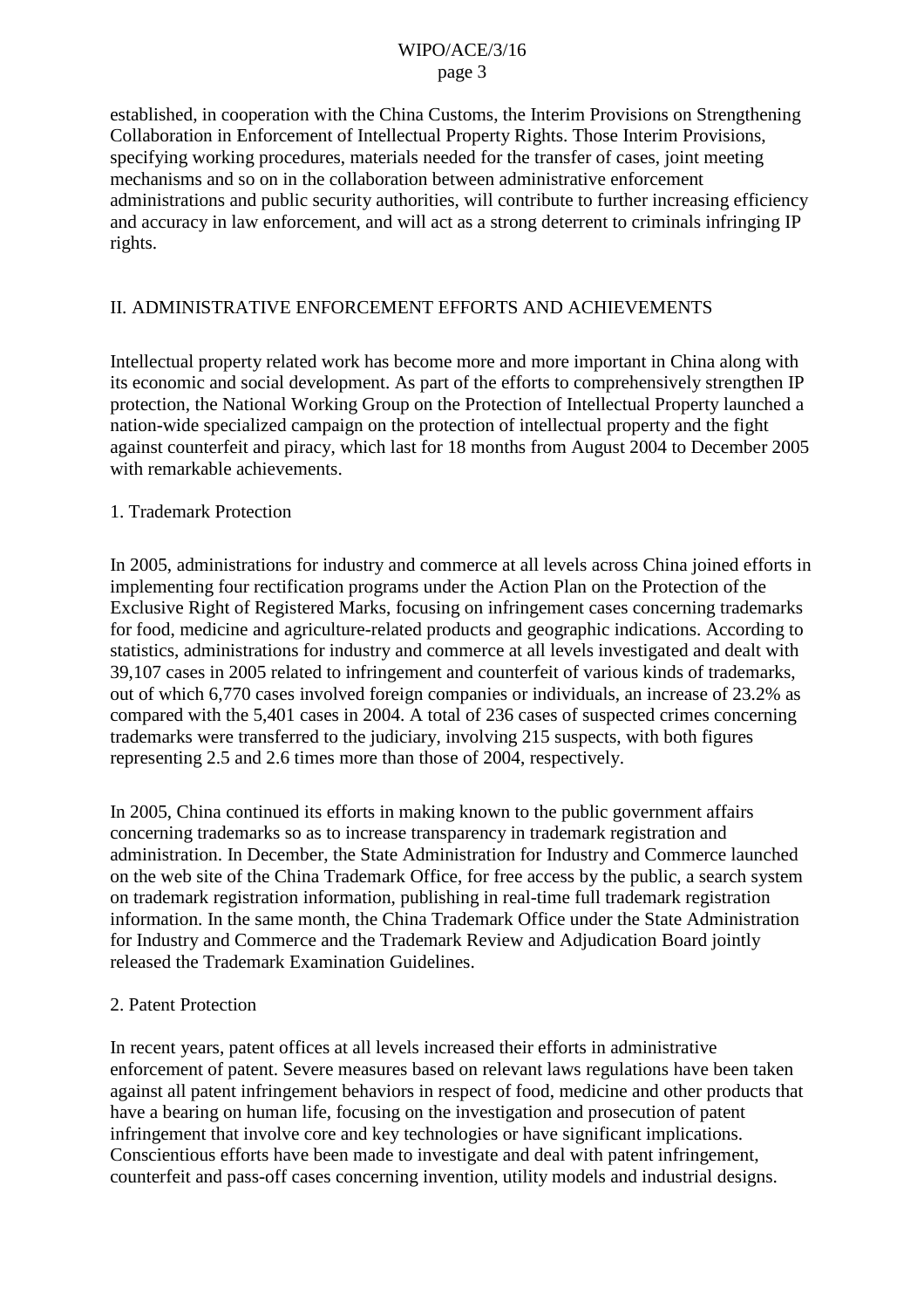established, in cooperation with the China Customs, the Interim Provisions on Strengthening Collaboration in Enforcement of Intellectual Property Rights. Those Interim Provisions, specifying working procedures, materials needed for the transfer of cases, joint meeting mechanisms and so on in the collaboration between administrative enforcement administrations and public security authorities, will contribute to further increasing efficiency and accuracy in law enforcement, and will act as a strong deterrent to criminals infringing IP rights.

## II. ADMINISTRATIVE ENFORCEMENT EFFORTS AND ACHIEVEMENTS

Intellectual property related work has become more and more important in China along with its economic and social development. As part of the efforts to comprehensively strengthen IP protection, the National Working Group on the Protection of Intellectual Property launched a nation-wide specialized campaign on the protection of intellectual property and the fight against counterfeit and piracy, which last for 18 months from August 2004 to December 2005 with remarkable achievements.

### 1. Trademark Protection

In 2005, administrations for industry and commerce at all levels across China joined efforts in implementing four rectification programs under the Action Plan on the Protection of the Exclusive Right of Registered Marks, focusing on infringement cases concerning trademarks for food, medicine and agriculture-related products and geographic indications. According to statistics, administrations for industry and commerce at all levels investigated and dealt with 39,107 cases in 2005 related to infringement and counterfeit of various kinds of trademarks, out of which 6,770 cases involved foreign companies or individuals, an increase of 23.2% as compared with the 5,401 cases in 2004. A total of 236 cases of suspected crimes concerning trademarks were transferred to the judiciary, involving 215 suspects, with both figures representing 2.5 and 2.6 times more than those of 2004, respectively.

In 2005, China continued its efforts in making known to the public government affairs concerning trademarks so as to increase transparency in trademark registration and administration. In December, the State Administration for Industry and Commerce launched on the web site of the China Trademark Office, for free access by the public, a search system on trademark registration information, publishing in real-time full trademark registration information. In the same month, the China Trademark Office under the State Administration for Industry and Commerce and the Trademark Review and Adjudication Board jointly released the Trademark Examination Guidelines.

### 2. Patent Protection

In recent years, patent offices at all levels increased their efforts in administrative enforcement of patent. Severe measures based on relevant laws regulations have been taken against all patent infringement behaviors in respect of food, medicine and other products that have a bearing on human life, focusing on the investigation and prosecution of patent infringement that involve core and key technologies or have significant implications. Conscientious efforts have been made to investigate and deal with patent infringement, counterfeit and pass-off cases concerning invention, utility models and industrial designs.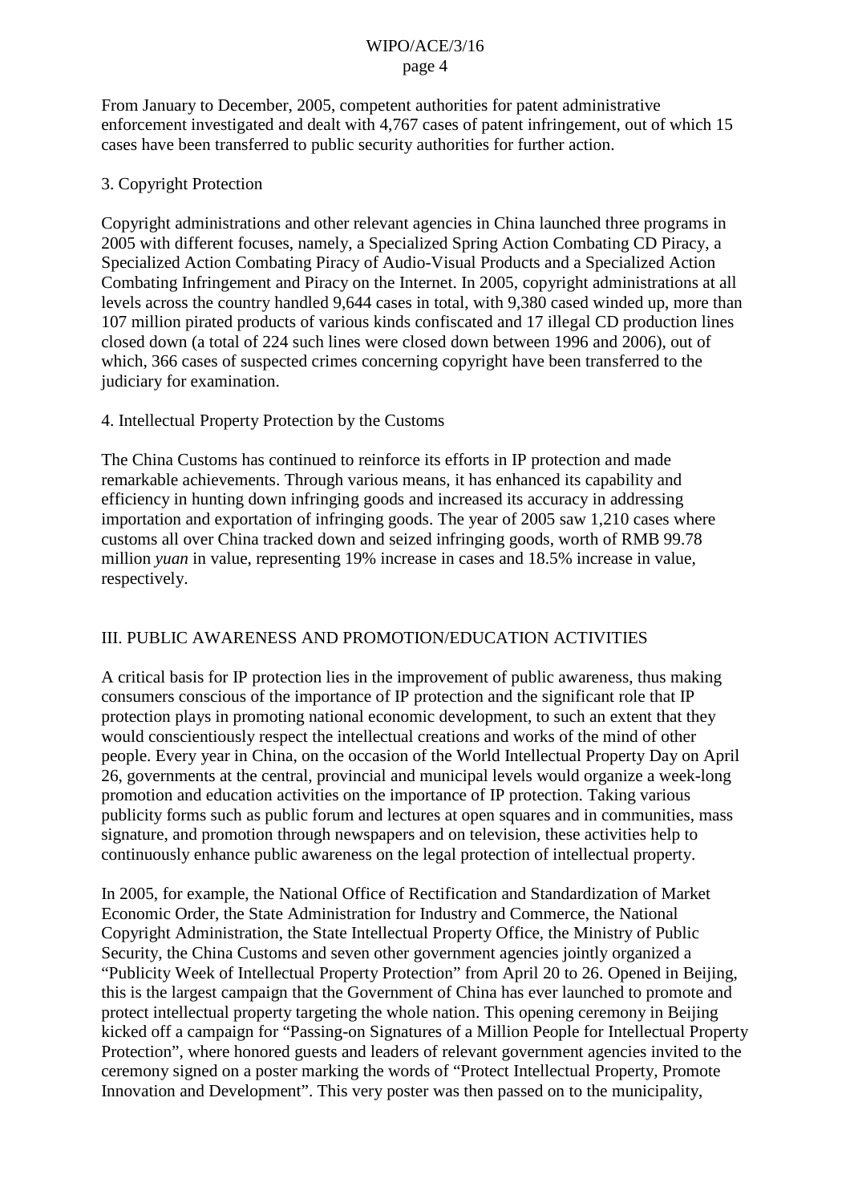From January to December, 2005, competent authorities for patent administrative enforcement investigated and dealt with 4,767 cases of patent infringement, out of which 15 cases have been transferred to public security authorities for further action.

### 3. Copyright Protection

Copyright administrations and other relevant agencies in China launched three programs in 2005 with different focuses, namely, a Specialized Spring Action Combating CD Piracy, a Specialized Action Combating Piracy of Audio-Visual Products and a Specialized Action Combating Infringement and Piracy on the Internet. In 2005, copyright administrations at all levels across the country handled 9,644 cases in total, with 9,380 cased winded up, more than 107 million pirated products of various kinds confiscated and 17 illegal CD production lines closed down (a total of 224 such lines were closed down between 1996 and 2006), out of which, 366 cases of suspected crimes concerning copyright have been transferred to the judiciary for examination.

### 4. Intellectual Property Protection by the Customs

The China Customs has continued to reinforce its efforts in IP protection and made remarkable achievements. Through various means, it has enhanced its capability and efficiency in hunting down infringing goods and increased its accuracy in addressing importation and exportation of infringing goods. The year of 2005 saw 1,210 cases where customs all over China tracked down and seized infringing goods, worth of RMB 99.78 million *yuan* in value, representing 19% increase in cases and 18.5% increase in value, respectively.

## III. PUBLIC AWARENESS AND PROMOTION/EDUCATION ACTIVITIES

A critical basis for IP protection lies in the improvement of public awareness, thus making consumers conscious of the importance of IP protection and the significant role that IP protection plays in promoting national economic development, to such an extent that they would conscientiously respect the intellectual creations and works of the mind of other people. Every year in China, on the occasion of the World Intellectual Property Day on April 26, governments at the central, provincial and municipal levels would organize a week-long promotion and education activities on the importance of IP protection. Taking various publicity forms such as public forum and lectures at open squares and in communities, mass signature, and promotion through newspapers and on television, these activities help to continuously enhance public awareness on the legal protection of intellectual property.

In 2005, for example, the National Office of Rectification and Standardization of Market Economic Order, the State Administration for Industry and Commerce, the National Copyright Administration, the State Intellectual Property Office, the Ministry of Public Security, the China Customs and seven other government agencies jointly organized a "Publicity Week of Intellectual Property Protection" from April 20 to 26. Opened in Beijing, this is the largest campaign that the Government of China has ever launched to promote and protect intellectual property targeting the whole nation. This opening ceremony in Beijing kicked off a campaign for "Passing-on Signatures of a Million People for Intellectual Property Protection", where honored guests and leaders of relevant government agencies invited to the ceremony signed on a poster marking the words of "Protect Intellectual Property, Promote Innovation and Development". This very poster was then passed on to the municipality,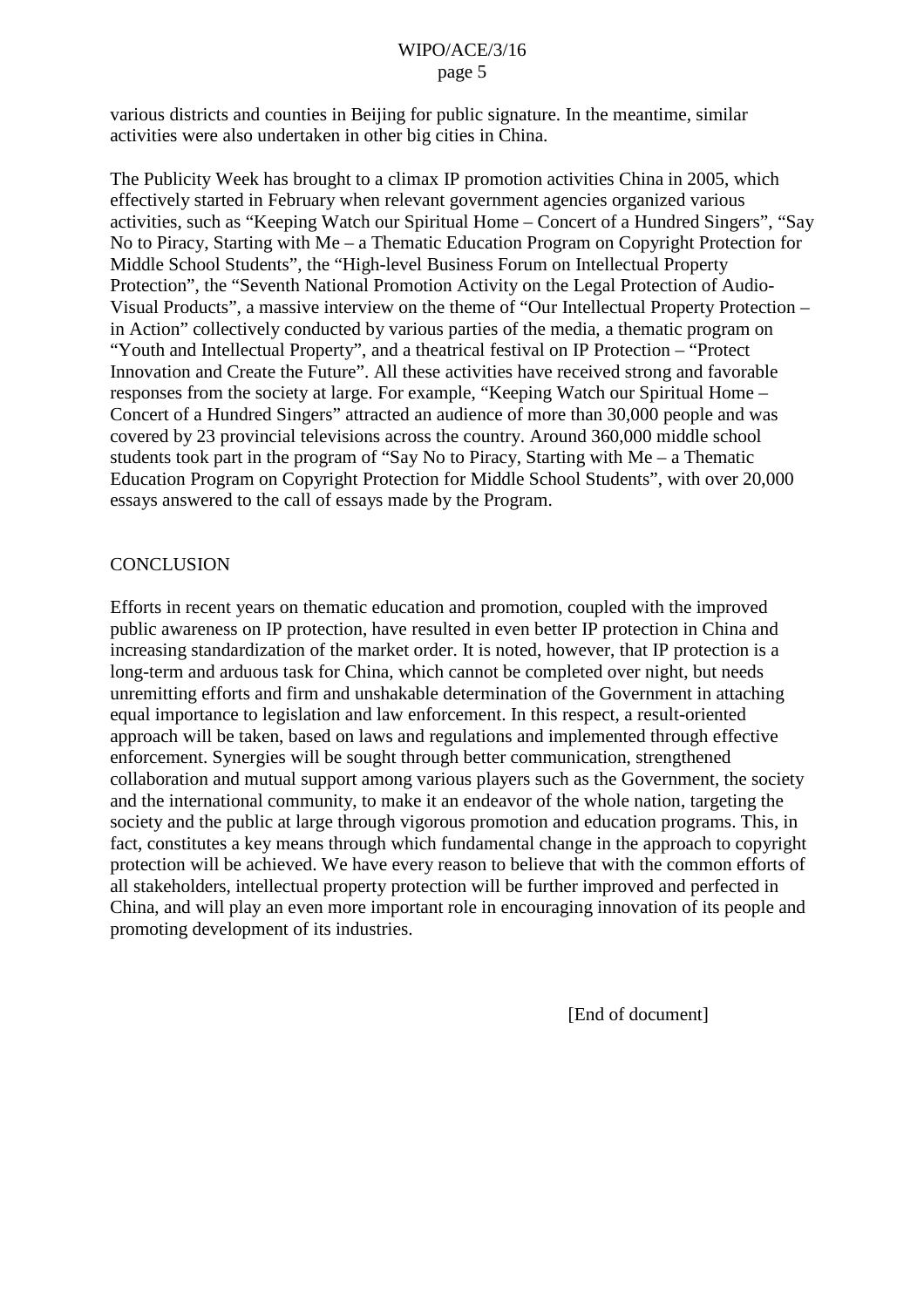various districts and counties in Beijing for public signature. In the meantime, similar activities were also undertaken in other big cities in China.

The Publicity Week has brought to a climax IP promotion activities China in 2005, which effectively started in February when relevant government agencies organized various activities, such as "Keeping Watch our Spiritual Home – Concert of a Hundred Singers", "Say No to Piracy, Starting with Me – a Thematic Education Program on Copyright Protection for Middle School Students", the "High-level Business Forum on Intellectual Property Protection", the "Seventh National Promotion Activity on the Legal Protection of Audio-Visual Products", a massive interview on the theme of "Our Intellectual Property Protection – in Action" collectively conducted by various parties of the media, a thematic program on "Youth and Intellectual Property", and a theatrical festival on IP Protection – "Protect Innovation and Create the Future". All these activities have received strong and favorable responses from the society at large. For example, "Keeping Watch our Spiritual Home – Concert of a Hundred Singers" attracted an audience of more than 30,000 people and was covered by 23 provincial televisions across the country. Around 360,000 middle school students took part in the program of "Say No to Piracy, Starting with Me – a Thematic Education Program on Copyright Protection for Middle School Students", with over 20,000 essays answered to the call of essays made by the Program.

## CONCLUSION

Efforts in recent years on thematic education and promotion, coupled with the improved public awareness on IP protection, have resulted in even better IP protection in China and increasing standardization of the market order. It is noted, however, that IP protection is a long-term and arduous task for China, which cannot be completed over night, but needs unremitting efforts and firm and unshakable determination of the Government in attaching equal importance to legislation and law enforcement. In this respect, a result-oriented approach will be taken, based on laws and regulations and implemented through effective enforcement. Synergies will be sought through better communication, strengthened collaboration and mutual support among various players such as the Government, the society and the international community, to make it an endeavor of the whole nation, targeting the society and the public at large through vigorous promotion and education programs. This, in fact, constitutes a key means through which fundamental change in the approach to copyright protection will be achieved. We have every reason to believe that with the common efforts of all stakeholders, intellectual property protection will be further improved and perfected in China, and will play an even more important role in encouraging innovation of its people and promoting development of its industries.

[End of document]